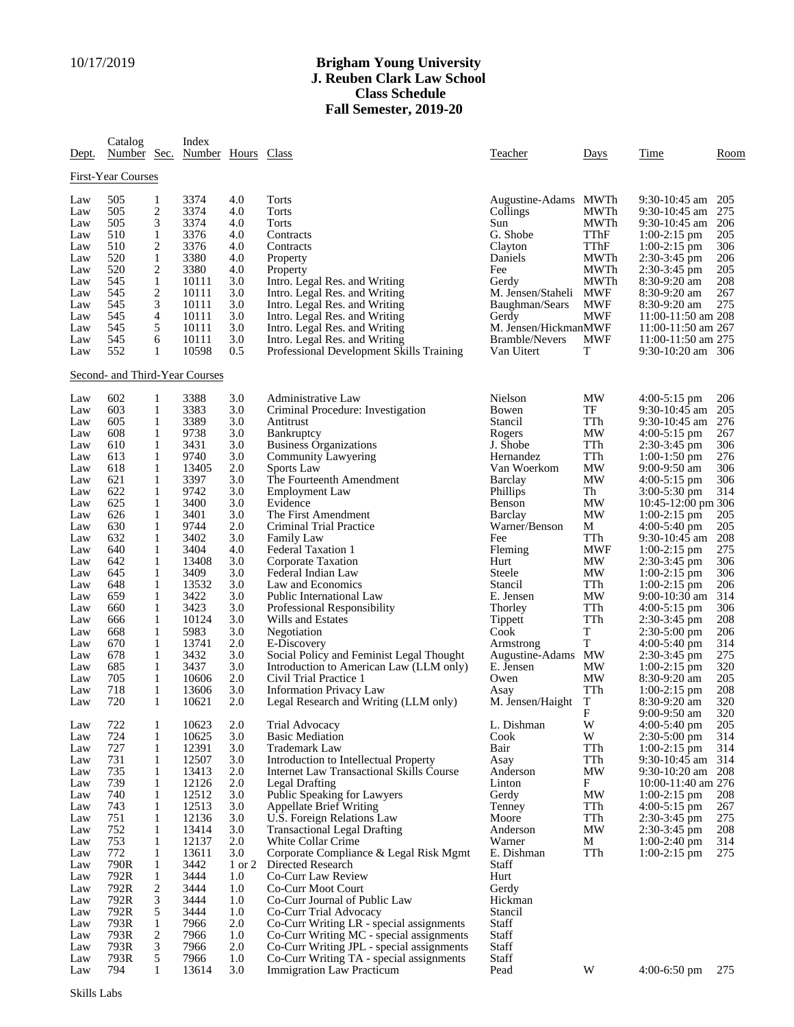10/17/2019

# Brigham Young University
## J. Reuben Clark Law School
## Class Schedule
## Fall Semester, 2019-20

| Dept. | Catalog Number | Sec. | Index Number | Hours | Class | Teacher | Days | Time | Room |
|---|---|---|---|---|---|---|---|---|---|
| **First-Year Courses** | | | | | | | | | |
| Law | 505 | 1 | 3374 | 4.0 | Torts | Augustine-Adams | MWTh | 9:30-10:45 am | 205 |
| Law | 505 | 2 | 3374 | 4.0 | Torts | Collings | MWTh | 9:30-10:45 am | 275 |
| Law | 505 | 3 | 3374 | 4.0 | Torts | Sun | MWTh | 9:30-10:45 am | 206 |
| Law | 510 | 1 | 3376 | 4.0 | Contracts | G. Shobe | TThF | 1:00-2:15 pm | 205 |
| Law | 510 | 2 | 3376 | 4.0 | Contracts | Clayton | TThF | 1:00-2:15 pm | 306 |
| Law | 520 | 1 | 3380 | 4.0 | Property | Daniels | MWTh | 2:30-3:45 pm | 206 |
| Law | 520 | 2 | 3380 | 4.0 | Property | Fee | MWTh | 2:30-3:45 pm | 205 |
| Law | 545 | 1 | 10111 | 3.0 | Intro. Legal Res. and Writing | Gerdy | MWTh | 8:30-9:20 am | 208 |
| Law | 545 | 2 | 10111 | 3.0 | Intro. Legal Res. and Writing | M. Jensen/Staheli | MWF | 8:30-9:20 am | 267 |
| Law | 545 | 3 | 10111 | 3.0 | Intro. Legal Res. and Writing | Baughman/Sears | MWF | 8:30-9:20 am | 275 |
| Law | 545 | 4 | 10111 | 3.0 | Intro. Legal Res. and Writing | Gerdy | MWF | 11:00-11:50 am | 208 |
| Law | 545 | 5 | 10111 | 3.0 | Intro. Legal Res. and Writing | M. Jensen/Hickman | MWF | 11:00-11:50 am | 267 |
| Law | 545 | 6 | 10111 | 3.0 | Intro. Legal Res. and Writing | Bramble/Nevers | MWF | 11:00-11:50 am | 275 |
| Law | 552 | 1 | 10598 | 0.5 | Professional Development Skills Training | Van Uitert | T | 9:30-10:20 am | 306 |
| **Second- and Third-Year Courses** | | | | | | | | | |
| Law | 602 | 1 | 3388 | 3.0 | Administrative Law | Nielson | MW | 4:00-5:15 pm | 206 |
| Law | 603 | 1 | 3383 | 3.0 | Criminal Procedure: Investigation | Bowen | TF | 9:30-10:45 am | 205 |
| Law | 605 | 1 | 3389 | 3.0 | Antitrust | Stancil | TTh | 9:30-10:45 am | 276 |
| Law | 608 | 1 | 9738 | 3.0 | Bankruptcy | Rogers | MW | 4:00-5:15 pm | 267 |
| Law | 610 | 1 | 3431 | 3.0 | Business Organizations | J. Shobe | TTh | 2:30-3:45 pm | 306 |
| Law | 613 | 1 | 9740 | 3.0 | Community Lawyering | Hernandez | TTh | 1:00-1:50 pm | 276 |
| Law | 618 | 1 | 13405 | 2.0 | Sports Law | Van Woerkom | MW | 9:00-9:50 am | 306 |
| Law | 621 | 1 | 3397 | 3.0 | The Fourteenth Amendment | Barclay | MW | 4:00-5:15 pm | 306 |
| Law | 622 | 1 | 9742 | 3.0 | Employment Law | Phillips | Th | 3:00-5:30 pm | 314 |
| Law | 625 | 1 | 3400 | 3.0 | Evidence | Benson | MW | 10:45-12:00 pm | 306 |
| Law | 626 | 1 | 3401 | 3.0 | The First Amendment | Barclay | MW | 1:00-2:15 pm | 205 |
| Law | 630 | 1 | 9744 | 2.0 | Criminal Trial Practice | Warner/Benson | M | 4:00-5:40 pm | 205 |
| Law | 632 | 1 | 3402 | 3.0 | Family Law | Fee | TTh | 9:30-10:45 am | 208 |
| Law | 640 | 1 | 3404 | 4.0 | Federal Taxation 1 | Fleming | MWF | 1:00-2:15 pm | 275 |
| Law | 642 | 1 | 13408 | 3.0 | Corporate Taxation | Hurt | MW | 2:30-3:45 pm | 306 |
| Law | 645 | 1 | 3409 | 3.0 | Federal Indian Law | Steele | MW | 1:00-2:15 pm | 306 |
| Law | 648 | 1 | 13532 | 3.0 | Law and Economics | Stancil | TTh | 1:00-2:15 pm | 206 |
| Law | 659 | 1 | 3422 | 3.0 | Public International Law | E. Jensen | MW | 9:00-10:30 am | 314 |
| Law | 660 | 1 | 3423 | 3.0 | Professional Responsibility | Thorley | TTh | 4:00-5:15 pm | 306 |
| Law | 666 | 1 | 10124 | 3.0 | Wills and Estates | Tippett | TTh | 2:30-3:45 pm | 208 |
| Law | 668 | 1 | 5983 | 3.0 | Negotiation | Cook | T | 2:30-5:00 pm | 206 |
| Law | 670 | 1 | 13741 | 2.0 | E-Discovery | Armstrong | T | 4:00-5:40 pm | 314 |
| Law | 678 | 1 | 3432 | 3.0 | Social Policy and Feminist Legal Thought | Augustine-Adams | MW | 2:30-3:45 pm | 275 |
| Law | 685 | 1 | 3437 | 3.0 | Introduction to American Law (LLM only) | E. Jensen | MW | 1:00-2:15 pm | 320 |
| Law | 705 | 1 | 10606 | 2.0 | Civil Trial Practice 1 | Owen | MW | 8:30-9:20 am | 205 |
| Law | 718 | 1 | 13606 | 3.0 | Information Privacy Law | Asay | TTh | 1:00-2:15 pm | 208 |
| Law | 720 | 1 | 10621 | 2.0 | Legal Research and Writing (LLM only) | M. Jensen/Haight | T | 8:30-9:20 am | 320 |
| | | | | | | | F | 9:00-9:50 am | 320 |
| Law | 722 | 1 | 10623 | 2.0 | Trial Advocacy | L. Dishman | W | 4:00-5:40 pm | 205 |
| Law | 724 | 1 | 10625 | 3.0 | Basic Mediation | Cook | W | 2:30-5:00 pm | 314 |
| Law | 727 | 1 | 12391 | 3.0 | Trademark Law | Bair | TTh | 1:00-2:15 pm | 314 |
| Law | 731 | 1 | 12507 | 3.0 | Introduction to Intellectual Property | Asay | TTh | 9:30-10:45 am | 314 |
| Law | 735 | 1 | 13413 | 2.0 | Internet Law Transactional Skills Course | Anderson | MW | 9:30-10:20 am | 208 |
| Law | 739 | 1 | 12126 | 2.0 | Legal Drafting | Linton | F | 10:00-11:40 am | 276 |
| Law | 740 | 1 | 12512 | 3.0 | Public Speaking for Lawyers | Gerdy | MW | 1:00-2:15 pm | 208 |
| Law | 743 | 1 | 12513 | 3.0 | Appellate Brief Writing | Tenney | TTh | 4:00-5:15 pm | 267 |
| Law | 751 | 1 | 12136 | 3.0 | U.S. Foreign Relations Law | Moore | TTh | 2:30-3:45 pm | 275 |
| Law | 752 | 1 | 13414 | 3.0 | Transactional Legal Drafting | Anderson | MW | 2:30-3:45 pm | 208 |
| Law | 753 | 1 | 12137 | 2.0 | White Collar Crime | Warner | M | 1:00-2:40 pm | 314 |
| Law | 772 | 1 | 13611 | 3.0 | Corporate Compliance & Legal Risk Mgmt | E. Dishman | TTh | 1:00-2:15 pm | 275 |
| Law | 790R | 1 | 3442 | 1 or 2 | Directed Research | Staff | | | |
| Law | 792R | 1 | 3444 | 1.0 | Co-Curr Law Review | Hurt | | | |
| Law | 792R | 2 | 3444 | 1.0 | Co-Curr Moot Court | Gerdy | | | |
| Law | 792R | 3 | 3444 | 1.0 | Co-Curr Journal of Public Law | Hickman | | | |
| Law | 792R | 5 | 3444 | 1.0 | Co-Curr Trial Advocacy | Stancil | | | |
| Law | 793R | 1 | 7966 | 2.0 | Co-Curr Writing LR - special assignments | Staff | | | |
| Law | 793R | 2 | 7966 | 1.0 | Co-Curr Writing MC - special assignments | Staff | | | |
| Law | 793R | 3 | 7966 | 2.0 | Co-Curr Writing JPL - special assignments | Staff | | | |
| Law | 793R | 5 | 7966 | 1.0 | Co-Curr Writing TA - special assignments | Staff | | | |
| Law | 794 | 1 | 13614 | 3.0 | Immigration Law Practicum | Pead | W | 4:00-6:50 pm | 275 |

Skills Labs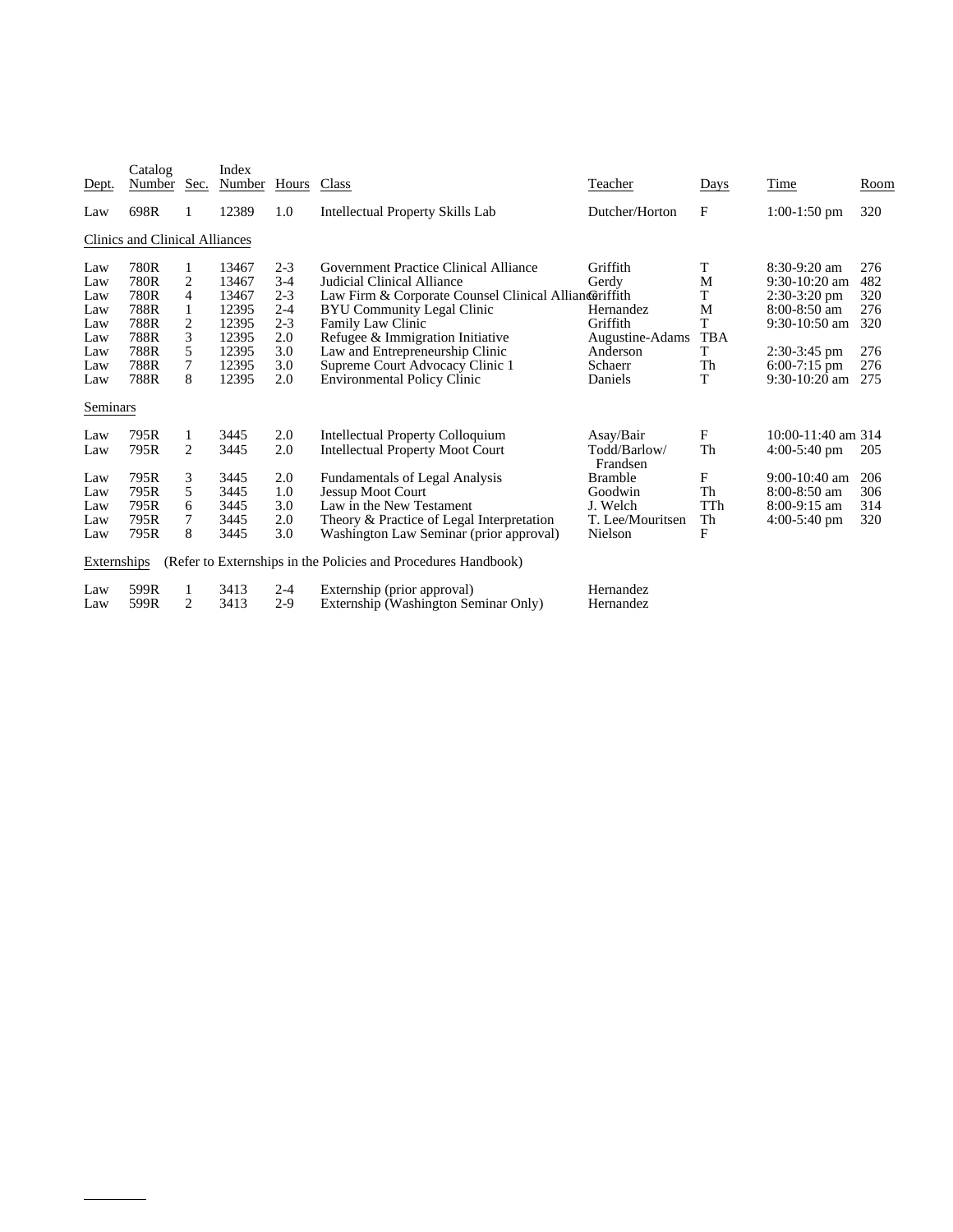| Dept. | Catalog Number | Sec. | Index Number | Hours | Class | Teacher | Days | Time | Room |
|---|---|---|---|---|---|---|---|---|---|
| Law | 698R | 1 | 12389 | 1.0 | Intellectual Property Skills Lab | Dutcher/Horton | F | 1:00-1:50 pm | 320 |
| **Clinics and Clinical Alliances** | | | | | | | | | |
| Law | 780R | 1 | 13467 | 2-3 | Government Practice Clinical Alliance | Griffith | T | 8:30-9:20 am | 276 |
| Law | 780R | 2 | 13467 | 3-4 | Judicial Clinical Alliance | Gerdy | M | 9:30-10:20 am | 482 |
| Law | 780R | 4 | 13467 | 2-3 | Law Firm & Corporate Counsel Clinical Alliance | Griffith | T | 2:30-3:20 pm | 320 |
| Law | 788R | 1 | 12395 | 2-4 | BYU Community Legal Clinic | Hernandez | M | 8:00-8:50 am | 276 |
| Law | 788R | 2 | 12395 | 2-3 | Family Law Clinic | Griffith | T | 9:30-10:50 am | 320 |
| Law | 788R | 3 | 12395 | 2.0 | Refugee & Immigration Initiative | Augustine-Adams | TBA | | |
| Law | 788R | 5 | 12395 | 3.0 | Law and Entrepreneurship Clinic | Anderson | T | 2:30-3:45 pm | 276 |
| Law | 788R | 7 | 12395 | 3.0 | Supreme Court Advocacy Clinic 1 | Schaerr | Th | 6:00-7:15 pm | 276 |
| Law | 788R | 8 | 12395 | 2.0 | Environmental Policy Clinic | Daniels | T | 9:30-10:20 am | 275 |
| **Seminars** | | | | | | | | | |
| Law | 795R | 1 | 3445 | 2.0 | Intellectual Property Colloquium | Asay/Bair | F | 10:00-11:40 am | 314 |
| Law | 795R | 2 | 3445 | 2.0 | Intellectual Property Moot Court | Todd/Barlow/ Frandsen | Th | 4:00-5:40 pm | 205 |
| Law | 795R | 3 | 3445 | 2.0 | Fundamentals of Legal Analysis | Bramble | F | 9:00-10:40 am | 206 |
| Law | 795R | 5 | 3445 | 1.0 | Jessup Moot Court | Goodwin | Th | 8:00-8:50 am | 306 |
| Law | 795R | 6 | 3445 | 3.0 | Law in the New Testament | J. Welch | TTh | 8:00-9:15 am | 314 |
| Law | 795R | 7 | 3445 | 2.0 | Theory & Practice of Legal Interpretation | T. Lee/Mouritsen | Th | 4:00-5:40 pm | 320 |
| Law | 795R | 8 | 3445 | 3.0 | Washington Law Seminar (prior approval) | Nielson | F | | |
| **Externships** (Refer to Externships in the Policies and Procedures Handbook) | | | | | | | | | |
| Law | 599R | 1 | 3413 | 2-4 | Externship (prior approval) | Hernandez | | | |
| Law | 599R | 2 | 3413 | 2-9 | Externship (Washington Seminar Only) | Hernandez | | | |